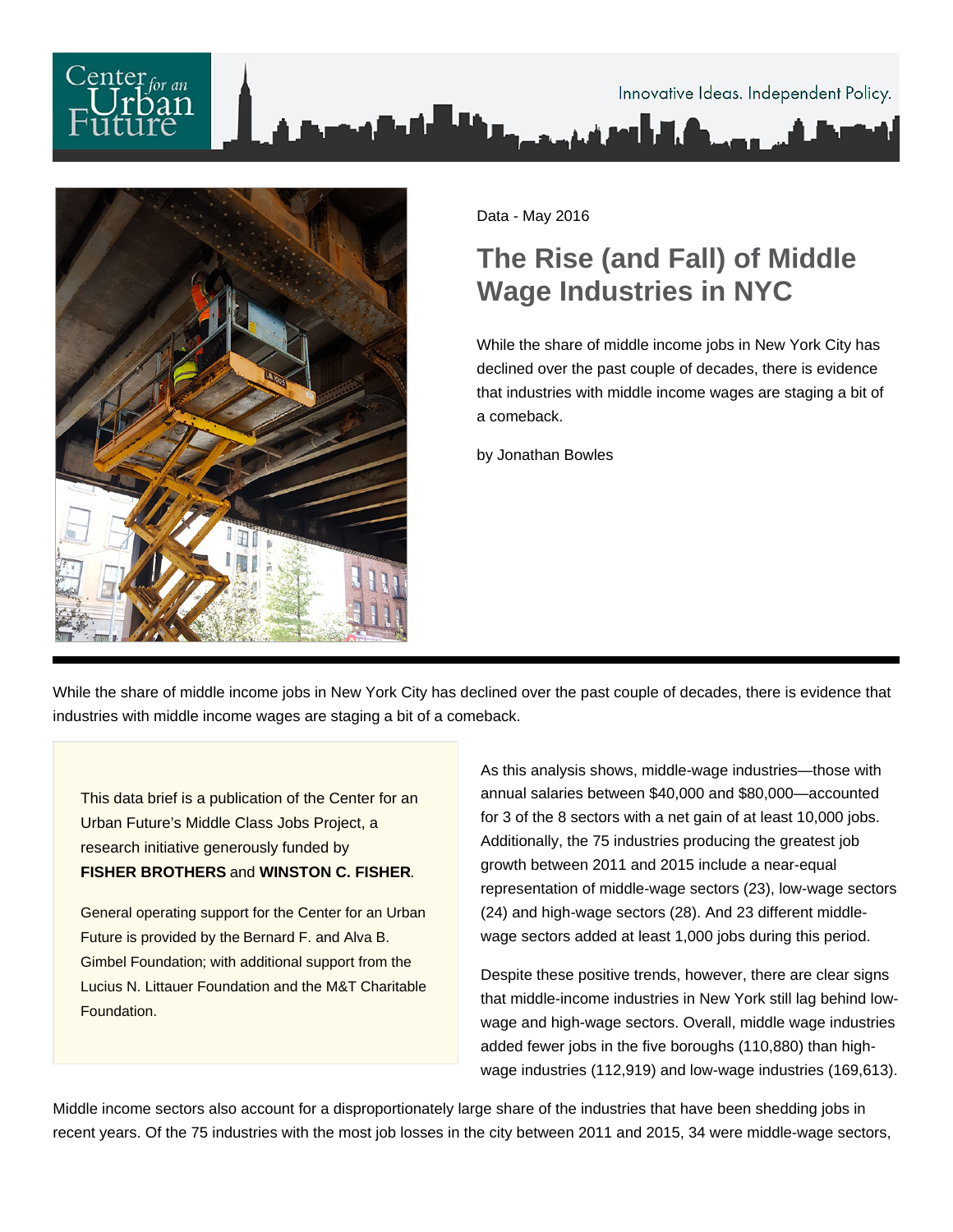Center *for an* Urban Future

Innovative Ideas. Independent Policy.

Data - May 2016

# The Rise (and Fall) of Middle Wage Industries in NYC

While the share of middle income jobs in New York City has declined over the past couple of decades, there is evidence that industries with middle income wages are staging a bit of a comeback.

by Jonathan Bowles

---

While the share of middle income jobs in New York City has declined over the past couple of decades, there is evidence that industries with middle income wages are staging a bit of a comeback.

> This data brief is a publication of the Center for an Urban Future's Middle Class Jobs Project, a research initiative generously funded by **FISHER BROTHERS** and **WINSTON C. FISHER**.
>
> General operating support for the Center for an Urban Future is provided by the Bernard F. and Alva B. Gimbel Foundation; with additional support from the Lucius N. Littauer Foundation and the M&T Charitable Foundation.

As this analysis shows, middle-wage industries—those with annual salaries between $40,000 and $80,000—accounted for 3 of the 8 sectors with a net gain of at least 10,000 jobs. Additionally, the 75 industries producing the greatest job growth between 2011 and 2015 include a near-equal representation of middle-wage sectors (23), low-wage sectors (24) and high-wage sectors (28). And 23 different middle-wage sectors added at least 1,000 jobs during this period.

Despite these positive trends, however, there are clear signs that middle-income industries in New York still lag behind low-wage and high-wage sectors. Overall, middle wage industries added fewer jobs in the five boroughs (110,880) than high-wage industries (112,919) and low-wage industries (169,613).

Middle income sectors also account for a disproportionately large share of the industries that have been shedding jobs in recent years. Of the 75 industries with the most job losses in the city between 2011 and 2015, 34 were middle-wage sectors,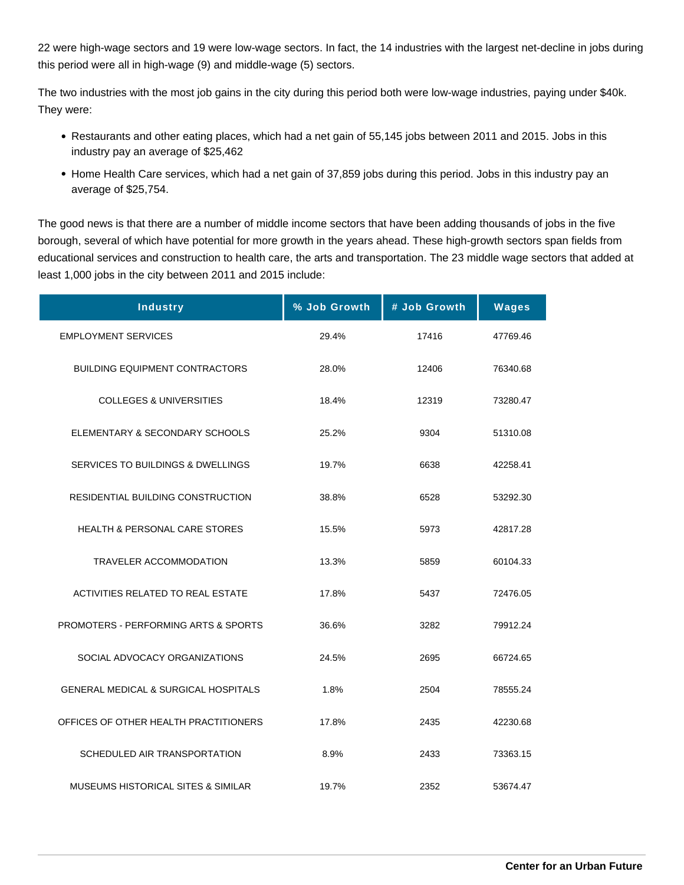22 were high-wage sectors and 19 were low-wage sectors. In fact, the 14 industries with the largest net-decline in jobs during this period were all in high-wage (9) and middle-wage (5) sectors.

The two industries with the most job gains in the city during this period both were low-wage industries, paying under $40k. They were:

- Restaurants and other eating places, which had a net gain of 55,145 jobs between 2011 and 2015. Jobs in this industry pay an average of $25,462
- Home Health Care services, which had a net gain of 37,859 jobs during this period. Jobs in this industry pay an average of $25,754.

The good news is that there are a number of middle income sectors that have been adding thousands of jobs in the five borough, several of which have potential for more growth in the years ahead. These high-growth sectors span fields from educational services and construction to health care, the arts and transportation. The 23 middle wage sectors that added at least 1,000 jobs in the city between 2011 and 2015 include:

| Industry | % Job Growth | # Job Growth | Wages |
|---|---|---|---|
| EMPLOYMENT SERVICES | 29.4% | 17416 | 47769.46 |
| BUILDING EQUIPMENT CONTRACTORS | 28.0% | 12406 | 76340.68 |
| COLLEGES & UNIVERSITIES | 18.4% | 12319 | 73280.47 |
| ELEMENTARY & SECONDARY SCHOOLS | 25.2% | 9304 | 51310.08 |
| SERVICES TO BUILDINGS & DWELLINGS | 19.7% | 6638 | 42258.41 |
| RESIDENTIAL BUILDING CONSTRUCTION | 38.8% | 6528 | 53292.30 |
| HEALTH & PERSONAL CARE STORES | 15.5% | 5973 | 42817.28 |
| TRAVELER ACCOMMODATION | 13.3% | 5859 | 60104.33 |
| ACTIVITIES RELATED TO REAL ESTATE | 17.8% | 5437 | 72476.05 |
| PROMOTERS - PERFORMING ARTS & SPORTS | 36.6% | 3282 | 79912.24 |
| SOCIAL ADVOCACY ORGANIZATIONS | 24.5% | 2695 | 66724.65 |
| GENERAL MEDICAL & SURGICAL HOSPITALS | 1.8% | 2504 | 78555.24 |
| OFFICES OF OTHER HEALTH PRACTITIONERS | 17.8% | 2435 | 42230.68 |
| SCHEDULED AIR TRANSPORTATION | 8.9% | 2433 | 73363.15 |
| MUSEUMS HISTORICAL SITES & SIMILAR | 19.7% | 2352 | 53674.47 |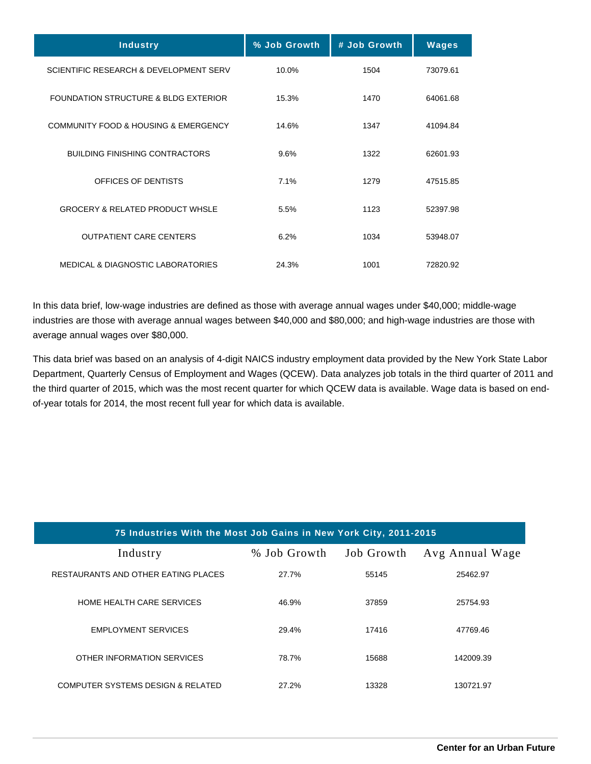| Industry | % Job Growth | # Job Growth | Wages |
|---|---|---|---|
| SCIENTIFIC RESEARCH & DEVELOPMENT SERV | 10.0% | 1504 | 73079.61 |
| FOUNDATION STRUCTURE & BLDG EXTERIOR | 15.3% | 1470 | 64061.68 |
| COMMUNITY FOOD & HOUSING & EMERGENCY | 14.6% | 1347 | 41094.84 |
| BUILDING FINISHING CONTRACTORS | 9.6% | 1322 | 62601.93 |
| OFFICES OF DENTISTS | 7.1% | 1279 | 47515.85 |
| GROCERY & RELATED PRODUCT WHSLE | 5.5% | 1123 | 52397.98 |
| OUTPATIENT CARE CENTERS | 6.2% | 1034 | 53948.07 |
| MEDICAL & DIAGNOSTIC LABORATORIES | 24.3% | 1001 | 72820.92 |

In this data brief, low-wage industries are defined as those with average annual wages under $40,000; middle-wage industries are those with average annual wages between $40,000 and $80,000; and high-wage industries are those with average annual wages over $80,000.

This data brief was based on an analysis of 4-digit NAICS industry employment data provided by the New York State Labor Department, Quarterly Census of Employment and Wages (QCEW). Data analyzes job totals in the third quarter of 2011 and the third quarter of 2015, which was the most recent quarter for which QCEW data is available. Wage data is based on end-of-year totals for 2014, the most recent full year for which data is available.

**75 Industries With the Most Job Gains in New York City, 2011-2015**

| Industry | % Job Growth | Job Growth | Avg Annual Wage |
|---|---|---|---|
| RESTAURANTS AND OTHER EATING PLACES | 27.7% | 55145 | 25462.97 |
| HOME HEALTH CARE SERVICES | 46.9% | 37859 | 25754.93 |
| EMPLOYMENT SERVICES | 29.4% | 17416 | 47769.46 |
| OTHER INFORMATION SERVICES | 78.7% | 15688 | 142009.39 |
| COMPUTER SYSTEMS DESIGN & RELATED | 27.2% | 13328 | 130721.97 |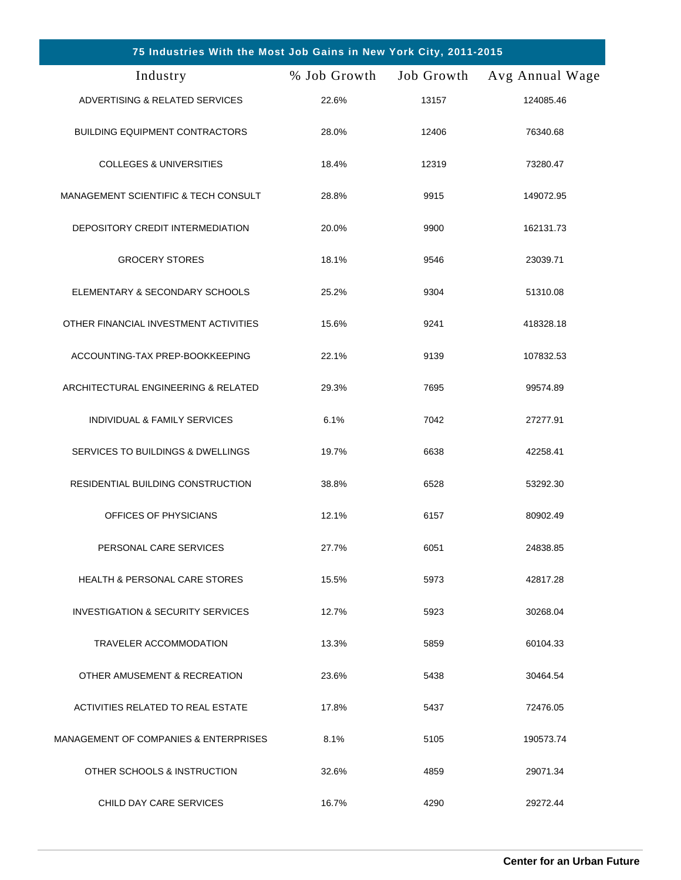| 75 Industries With the Most Job Gains in New York City, 2011-2015 | | | |
|---|---|---|---|
| Industry | % Job Growth | Job Growth | Avg Annual Wage |
| ADVERTISING & RELATED SERVICES | 22.6% | 13157 | 124085.46 |
| BUILDING EQUIPMENT CONTRACTORS | 28.0% | 12406 | 76340.68 |
| COLLEGES & UNIVERSITIES | 18.4% | 12319 | 73280.47 |
| MANAGEMENT SCIENTIFIC & TECH CONSULT | 28.8% | 9915 | 149072.95 |
| DEPOSITORY CREDIT INTERMEDIATION | 20.0% | 9900 | 162131.73 |
| GROCERY STORES | 18.1% | 9546 | 23039.71 |
| ELEMENTARY & SECONDARY SCHOOLS | 25.2% | 9304 | 51310.08 |
| OTHER FINANCIAL INVESTMENT ACTIVITIES | 15.6% | 9241 | 418328.18 |
| ACCOUNTING-TAX PREP-BOOKKEEPING | 22.1% | 9139 | 107832.53 |
| ARCHITECTURAL ENGINEERING & RELATED | 29.3% | 7695 | 99574.89 |
| INDIVIDUAL & FAMILY SERVICES | 6.1% | 7042 | 27277.91 |
| SERVICES TO BUILDINGS & DWELLINGS | 19.7% | 6638 | 42258.41 |
| RESIDENTIAL BUILDING CONSTRUCTION | 38.8% | 6528 | 53292.30 |
| OFFICES OF PHYSICIANS | 12.1% | 6157 | 80902.49 |
| PERSONAL CARE SERVICES | 27.7% | 6051 | 24838.85 |
| HEALTH & PERSONAL CARE STORES | 15.5% | 5973 | 42817.28 |
| INVESTIGATION & SECURITY SERVICES | 12.7% | 5923 | 30268.04 |
| TRAVELER ACCOMMODATION | 13.3% | 5859 | 60104.33 |
| OTHER AMUSEMENT & RECREATION | 23.6% | 5438 | 30464.54 |
| ACTIVITIES RELATED TO REAL ESTATE | 17.8% | 5437 | 72476.05 |
| MANAGEMENT OF COMPANIES & ENTERPRISES | 8.1% | 5105 | 190573.74 |
| OTHER SCHOOLS & INSTRUCTION | 32.6% | 4859 | 29071.34 |
| CHILD DAY CARE SERVICES | 16.7% | 4290 | 29272.44 |

**Center for an Urban Future**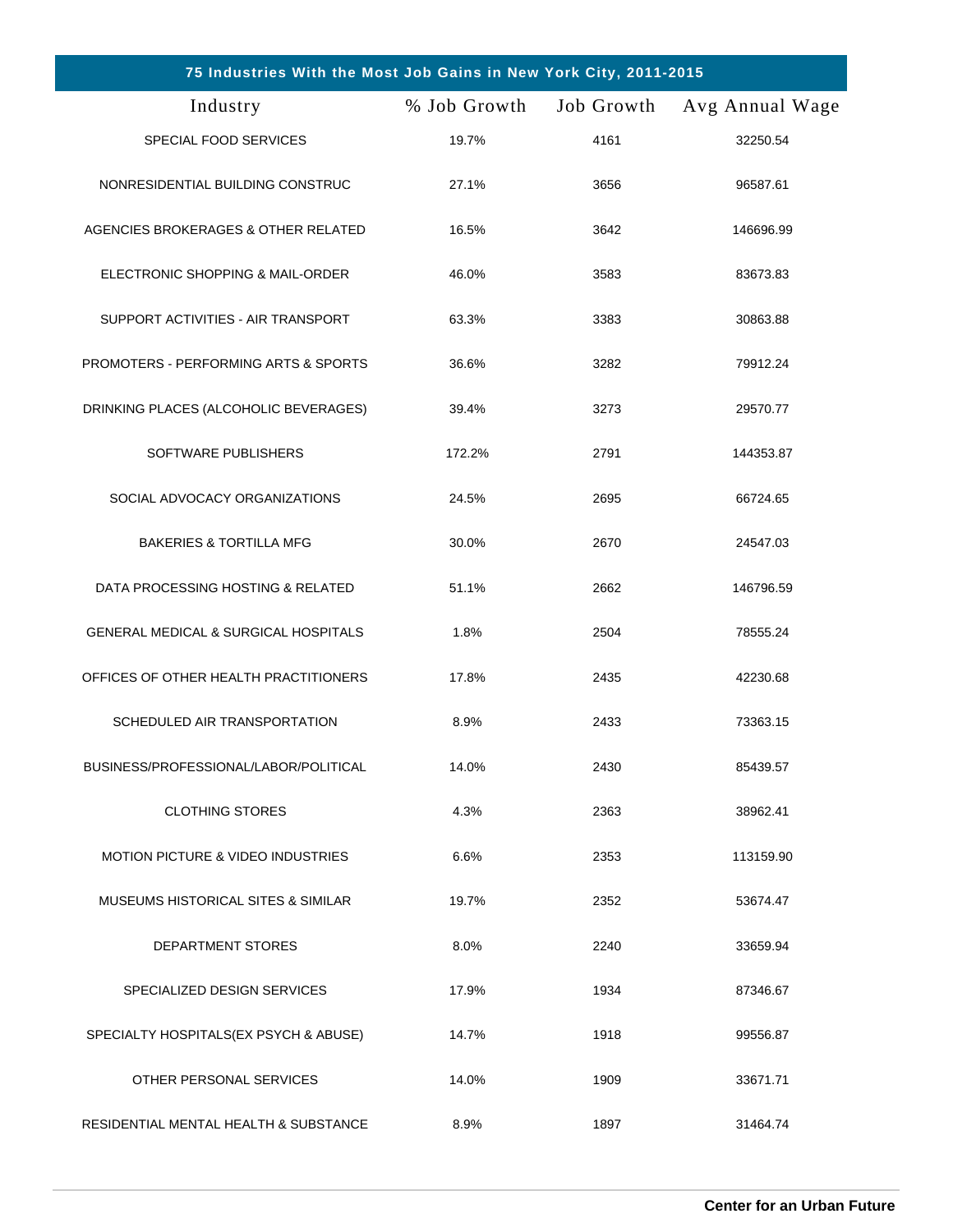| 75 Industries With the Most Job Gains in New York City, 2011-2015 | | | |
|---|---|---|---|
| Industry | % Job Growth | Job Growth | Avg Annual Wage |
| SPECIAL FOOD SERVICES | 19.7% | 4161 | 32250.54 |
| NONRESIDENTIAL BUILDING CONSTRUC | 27.1% | 3656 | 96587.61 |
| AGENCIES BROKERAGES & OTHER RELATED | 16.5% | 3642 | 146696.99 |
| ELECTRONIC SHOPPING & MAIL-ORDER | 46.0% | 3583 | 83673.83 |
| SUPPORT ACTIVITIES - AIR TRANSPORT | 63.3% | 3383 | 30863.88 |
| PROMOTERS - PERFORMING ARTS & SPORTS | 36.6% | 3282 | 79912.24 |
| DRINKING PLACES (ALCOHOLIC BEVERAGES) | 39.4% | 3273 | 29570.77 |
| SOFTWARE PUBLISHERS | 172.2% | 2791 | 144353.87 |
| SOCIAL ADVOCACY ORGANIZATIONS | 24.5% | 2695 | 66724.65 |
| BAKERIES & TORTILLA MFG | 30.0% | 2670 | 24547.03 |
| DATA PROCESSING HOSTING & RELATED | 51.1% | 2662 | 146796.59 |
| GENERAL MEDICAL & SURGICAL HOSPITALS | 1.8% | 2504 | 78555.24 |
| OFFICES OF OTHER HEALTH PRACTITIONERS | 17.8% | 2435 | 42230.68 |
| SCHEDULED AIR TRANSPORTATION | 8.9% | 2433 | 73363.15 |
| BUSINESS/PROFESSIONAL/LABOR/POLITICAL | 14.0% | 2430 | 85439.57 |
| CLOTHING STORES | 4.3% | 2363 | 38962.41 |
| MOTION PICTURE & VIDEO INDUSTRIES | 6.6% | 2353 | 113159.90 |
| MUSEUMS HISTORICAL SITES & SIMILAR | 19.7% | 2352 | 53674.47 |
| DEPARTMENT STORES | 8.0% | 2240 | 33659.94 |
| SPECIALIZED DESIGN SERVICES | 17.9% | 1934 | 87346.67 |
| SPECIALTY HOSPITALS(EX PSYCH & ABUSE) | 14.7% | 1918 | 99556.87 |
| OTHER PERSONAL SERVICES | 14.0% | 1909 | 33671.71 |
| RESIDENTIAL MENTAL HEALTH & SUBSTANCE | 8.9% | 1897 | 31464.74 |

**Center for an Urban Future**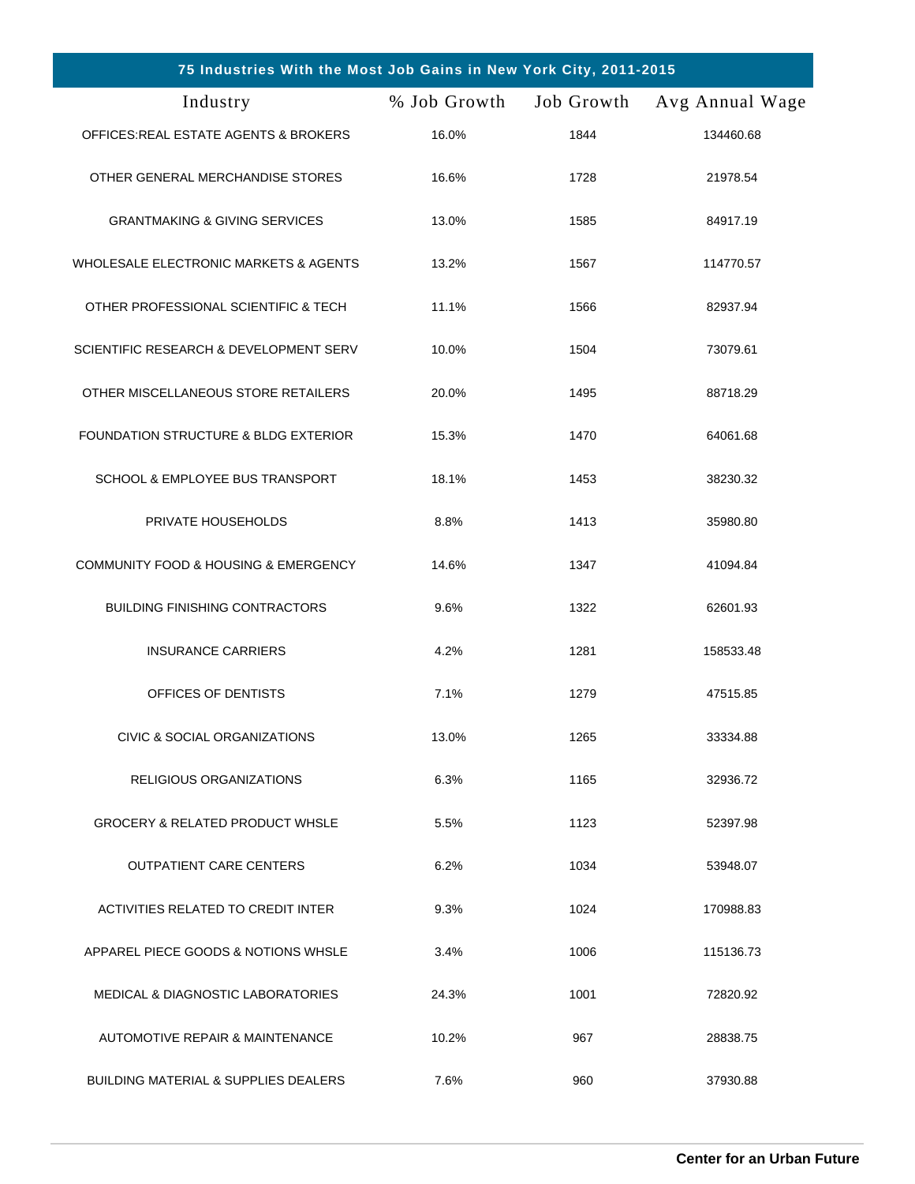| 75 Industries With the Most Job Gains in New York City, 2011-2015 | | | |
|---|---|---|---|
| Industry | % Job Growth | Job Growth | Avg Annual Wage |
| OFFICES:REAL ESTATE AGENTS & BROKERS | 16.0% | 1844 | 134460.68 |
| OTHER GENERAL MERCHANDISE STORES | 16.6% | 1728 | 21978.54 |
| GRANTMAKING & GIVING SERVICES | 13.0% | 1585 | 84917.19 |
| WHOLESALE ELECTRONIC MARKETS & AGENTS | 13.2% | 1567 | 114770.57 |
| OTHER PROFESSIONAL SCIENTIFIC & TECH | 11.1% | 1566 | 82937.94 |
| SCIENTIFIC RESEARCH & DEVELOPMENT SERV | 10.0% | 1504 | 73079.61 |
| OTHER MISCELLANEOUS STORE RETAILERS | 20.0% | 1495 | 88718.29 |
| FOUNDATION STRUCTURE & BLDG EXTERIOR | 15.3% | 1470 | 64061.68 |
| SCHOOL & EMPLOYEE BUS TRANSPORT | 18.1% | 1453 | 38230.32 |
| PRIVATE HOUSEHOLDS | 8.8% | 1413 | 35980.80 |
| COMMUNITY FOOD & HOUSING & EMERGENCY | 14.6% | 1347 | 41094.84 |
| BUILDING FINISHING CONTRACTORS | 9.6% | 1322 | 62601.93 |
| INSURANCE CARRIERS | 4.2% | 1281 | 158533.48 |
| OFFICES OF DENTISTS | 7.1% | 1279 | 47515.85 |
| CIVIC & SOCIAL ORGANIZATIONS | 13.0% | 1265 | 33334.88 |
| RELIGIOUS ORGANIZATIONS | 6.3% | 1165 | 32936.72 |
| GROCERY & RELATED PRODUCT WHSLE | 5.5% | 1123 | 52397.98 |
| OUTPATIENT CARE CENTERS | 6.2% | 1034 | 53948.07 |
| ACTIVITIES RELATED TO CREDIT INTER | 9.3% | 1024 | 170988.83 |
| APPAREL PIECE GOODS & NOTIONS WHSLE | 3.4% | 1006 | 115136.73 |
| MEDICAL & DIAGNOSTIC LABORATORIES | 24.3% | 1001 | 72820.92 |
| AUTOMOTIVE REPAIR & MAINTENANCE | 10.2% | 967 | 28838.75 |
| BUILDING MATERIAL & SUPPLIES DEALERS | 7.6% | 960 | 37930.88 |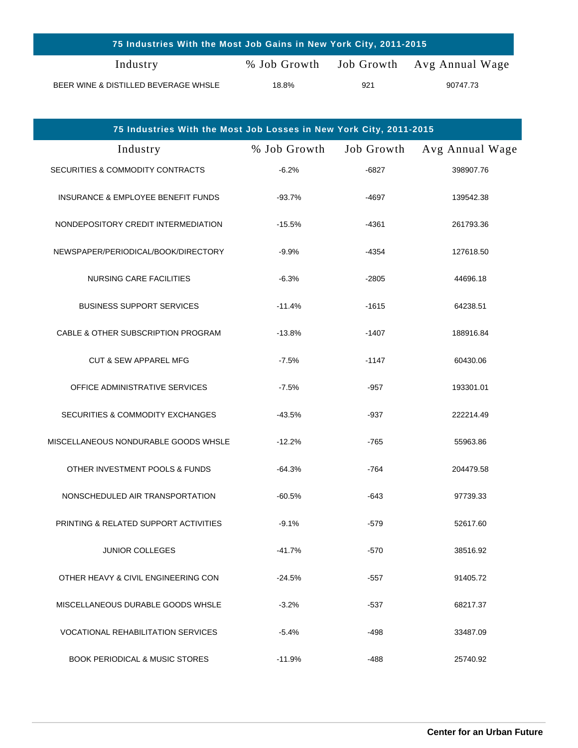| 75 Industries With the Most Job Gains in New York City, 2011-2015 | | | |
|---|---|---|---|
| Industry | % Job Growth | Job Growth | Avg Annual Wage |
| BEER WINE & DISTILLED BEVERAGE WHSLE | 18.8% | 921 | 90747.73 |

| 75 Industries With the Most Job Losses in New York City, 2011-2015 | | | |
|---|---|---|---|
| Industry | % Job Growth | Job Growth | Avg Annual Wage |
| SECURITIES & COMMODITY CONTRACTS | -6.2% | -6827 | 398907.76 |
| INSURANCE & EMPLOYEE BENEFIT FUNDS | -93.7% | -4697 | 139542.38 |
| NONDEPOSITORY CREDIT INTERMEDIATION | -15.5% | -4361 | 261793.36 |
| NEWSPAPER/PERIODICAL/BOOK/DIRECTORY | -9.9% | -4354 | 127618.50 |
| NURSING CARE FACILITIES | -6.3% | -2805 | 44696.18 |
| BUSINESS SUPPORT SERVICES | -11.4% | -1615 | 64238.51 |
| CABLE & OTHER SUBSCRIPTION PROGRAM | -13.8% | -1407 | 188916.84 |
| CUT & SEW APPAREL MFG | -7.5% | -1147 | 60430.06 |
| OFFICE ADMINISTRATIVE SERVICES | -7.5% | -957 | 193301.01 |
| SECURITIES & COMMODITY EXCHANGES | -43.5% | -937 | 222214.49 |
| MISCELLANEOUS NONDURABLE GOODS WHSLE | -12.2% | -765 | 55963.86 |
| OTHER INVESTMENT POOLS & FUNDS | -64.3% | -764 | 204479.58 |
| NONSCHEDULED AIR TRANSPORTATION | -60.5% | -643 | 97739.33 |
| PRINTING & RELATED SUPPORT ACTIVITIES | -9.1% | -579 | 52617.60 |
| JUNIOR COLLEGES | -41.7% | -570 | 38516.92 |
| OTHER HEAVY & CIVIL ENGINEERING CON | -24.5% | -557 | 91405.72 |
| MISCELLANEOUS DURABLE GOODS WHSLE | -3.2% | -537 | 68217.37 |
| VOCATIONAL REHABILITATION SERVICES | -5.4% | -498 | 33487.09 |
| BOOK PERIODICAL & MUSIC STORES | -11.9% | -488 | 25740.92 |

**Center for an Urban Future**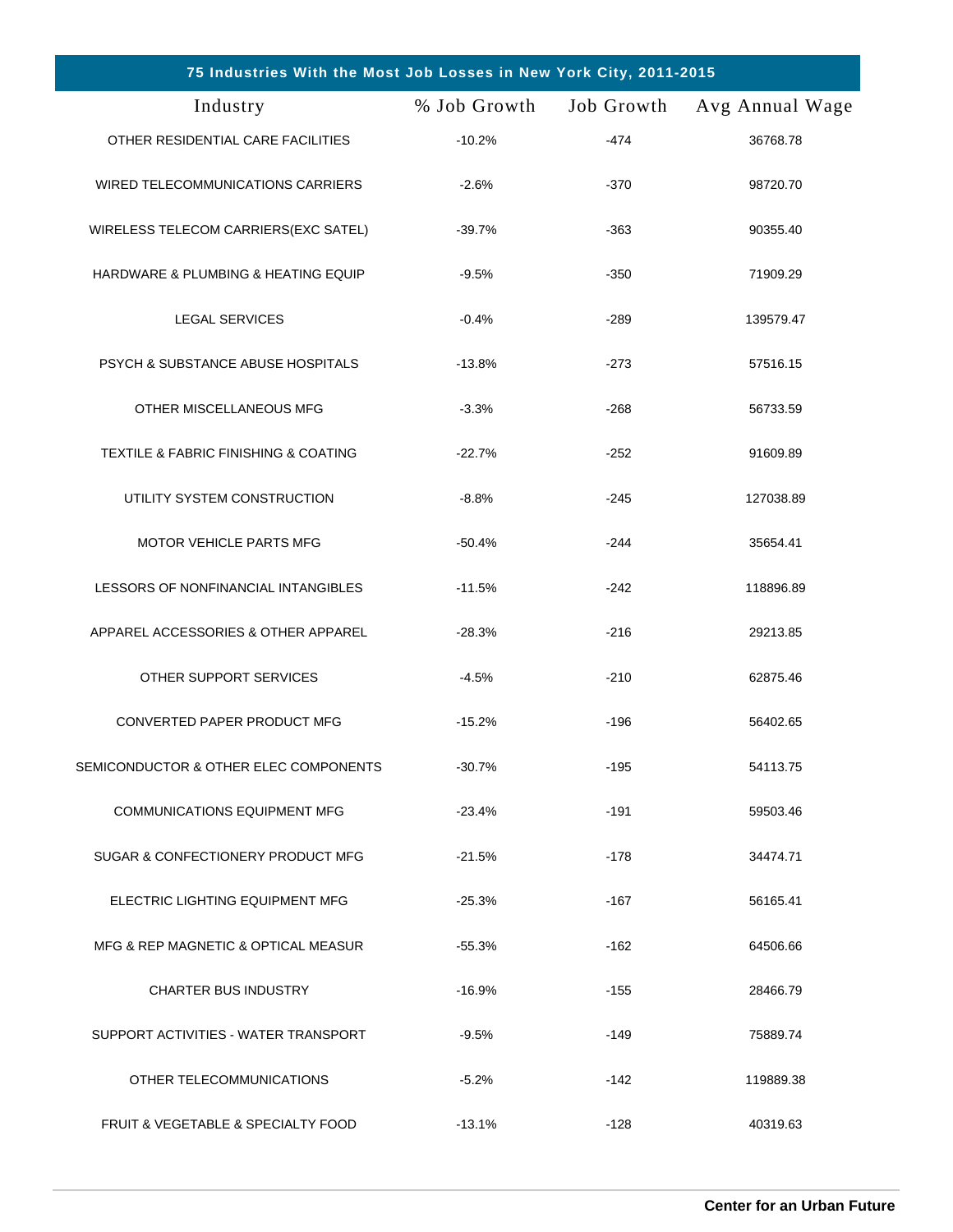| 75 Industries With the Most Job Losses in New York City, 2011-2015 | | | |
|---|---|---|---|
| Industry | % Job Growth | Job Growth | Avg Annual Wage |
| OTHER RESIDENTIAL CARE FACILITIES | -10.2% | -474 | 36768.78 |
| WIRED TELECOMMUNICATIONS CARRIERS | -2.6% | -370 | 98720.70 |
| WIRELESS TELECOM CARRIERS(EXC SATEL) | -39.7% | -363 | 90355.40 |
| HARDWARE & PLUMBING & HEATING EQUIP | -9.5% | -350 | 71909.29 |
| LEGAL SERVICES | -0.4% | -289 | 139579.47 |
| PSYCH & SUBSTANCE ABUSE HOSPITALS | -13.8% | -273 | 57516.15 |
| OTHER MISCELLANEOUS MFG | -3.3% | -268 | 56733.59 |
| TEXTILE & FABRIC FINISHING & COATING | -22.7% | -252 | 91609.89 |
| UTILITY SYSTEM CONSTRUCTION | -8.8% | -245 | 127038.89 |
| MOTOR VEHICLE PARTS MFG | -50.4% | -244 | 35654.41 |
| LESSORS OF NONFINANCIAL INTANGIBLES | -11.5% | -242 | 118896.89 |
| APPAREL ACCESSORIES & OTHER APPAREL | -28.3% | -216 | 29213.85 |
| OTHER SUPPORT SERVICES | -4.5% | -210 | 62875.46 |
| CONVERTED PAPER PRODUCT MFG | -15.2% | -196 | 56402.65 |
| SEMICONDUCTOR & OTHER ELEC COMPONENTS | -30.7% | -195 | 54113.75 |
| COMMUNICATIONS EQUIPMENT MFG | -23.4% | -191 | 59503.46 |
| SUGAR & CONFECTIONERY PRODUCT MFG | -21.5% | -178 | 34474.71 |
| ELECTRIC LIGHTING EQUIPMENT MFG | -25.3% | -167 | 56165.41 |
| MFG & REP MAGNETIC & OPTICAL MEASUR | -55.3% | -162 | 64506.66 |
| CHARTER BUS INDUSTRY | -16.9% | -155 | 28466.79 |
| SUPPORT ACTIVITIES - WATER TRANSPORT | -9.5% | -149 | 75889.74 |
| OTHER TELECOMMUNICATIONS | -5.2% | -142 | 119889.38 |
| FRUIT & VEGETABLE & SPECIALTY FOOD | -13.1% | -128 | 40319.63 |

**Center for an Urban Future**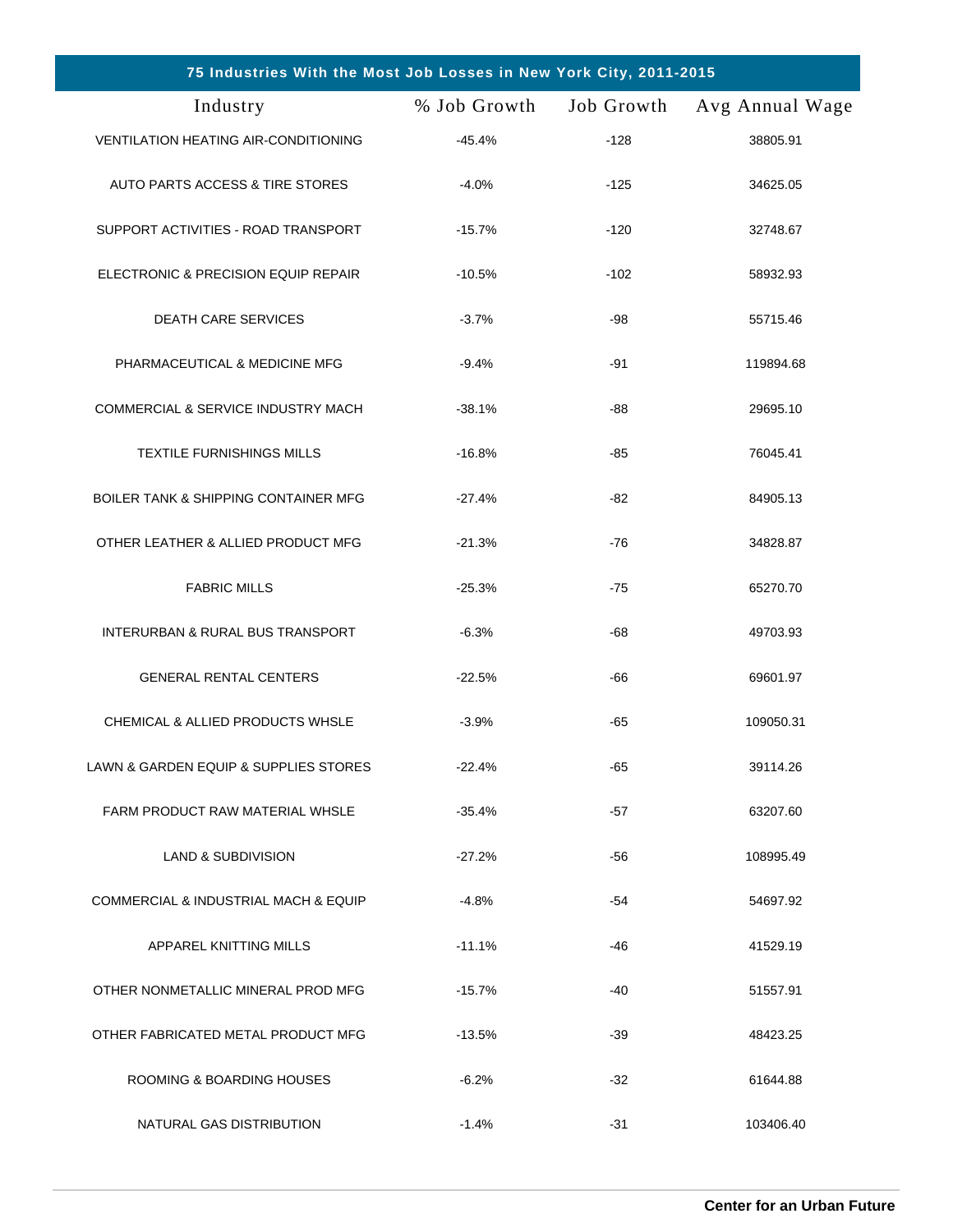## 75 Industries With the Most Job Losses in New York City, 2011-2015

| Industry | % Job Growth | Job Growth | Avg Annual Wage |
|---|---|---|---|
| VENTILATION HEATING AIR-CONDITIONING | -45.4% | -128 | 38805.91 |
| AUTO PARTS ACCESS & TIRE STORES | -4.0% | -125 | 34625.05 |
| SUPPORT ACTIVITIES - ROAD TRANSPORT | -15.7% | -120 | 32748.67 |
| ELECTRONIC & PRECISION EQUIP REPAIR | -10.5% | -102 | 58932.93 |
| DEATH CARE SERVICES | -3.7% | -98 | 55715.46 |
| PHARMACEUTICAL & MEDICINE MFG | -9.4% | -91 | 119894.68 |
| COMMERCIAL & SERVICE INDUSTRY MACH | -38.1% | -88 | 29695.10 |
| TEXTILE FURNISHINGS MILLS | -16.8% | -85 | 76045.41 |
| BOILER TANK & SHIPPING CONTAINER MFG | -27.4% | -82 | 84905.13 |
| OTHER LEATHER & ALLIED PRODUCT MFG | -21.3% | -76 | 34828.87 |
| FABRIC MILLS | -25.3% | -75 | 65270.70 |
| INTERURBAN & RURAL BUS TRANSPORT | -6.3% | -68 | 49703.93 |
| GENERAL RENTAL CENTERS | -22.5% | -66 | 69601.97 |
| CHEMICAL & ALLIED PRODUCTS WHSLE | -3.9% | -65 | 109050.31 |
| LAWN & GARDEN EQUIP & SUPPLIES STORES | -22.4% | -65 | 39114.26 |
| FARM PRODUCT RAW MATERIAL WHSLE | -35.4% | -57 | 63207.60 |
| LAND & SUBDIVISION | -27.2% | -56 | 108995.49 |
| COMMERCIAL & INDUSTRIAL MACH & EQUIP | -4.8% | -54 | 54697.92 |
| APPAREL KNITTING MILLS | -11.1% | -46 | 41529.19 |
| OTHER NONMETALLIC MINERAL PROD MFG | -15.7% | -40 | 51557.91 |
| OTHER FABRICATED METAL PRODUCT MFG | -13.5% | -39 | 48423.25 |
| ROOMING & BOARDING HOUSES | -6.2% | -32 | 61644.88 |
| NATURAL GAS DISTRIBUTION | -1.4% | -31 | 103406.40 |

**Center for an Urban Future**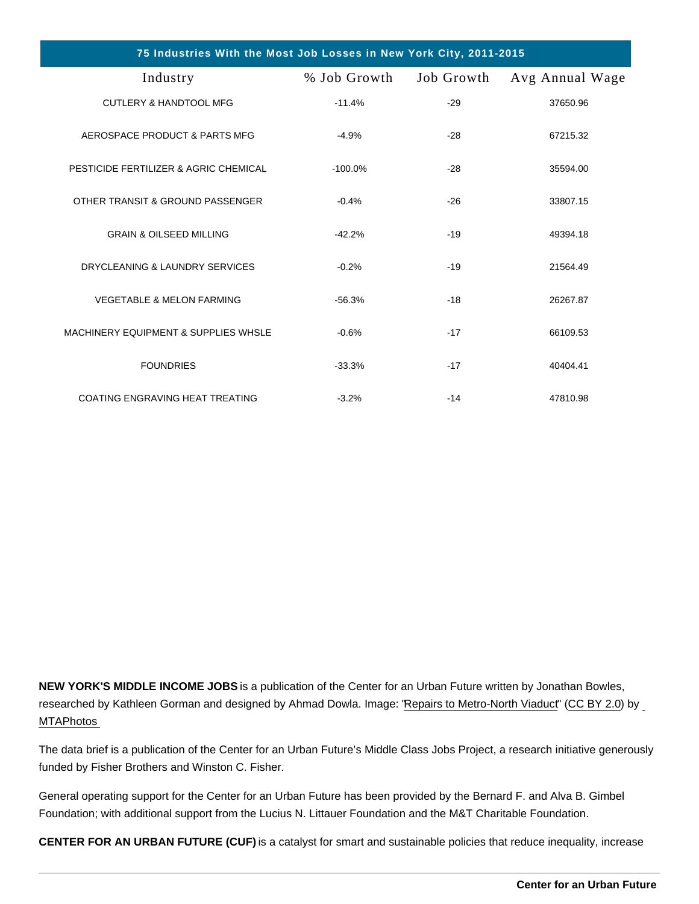| 75 Industries With the Most Job Losses in New York City, 2011-2015 | | | |
|---|---|---|---|
| Industry | % Job Growth | Job Growth | Avg Annual Wage |
| CUTLERY & HANDTOOL MFG | -11.4% | -29 | 37650.96 |
| AEROSPACE PRODUCT & PARTS MFG | -4.9% | -28 | 67215.32 |
| PESTICIDE FERTILIZER & AGRIC CHEMICAL | -100.0% | -28 | 35594.00 |
| OTHER TRANSIT & GROUND PASSENGER | -0.4% | -26 | 33807.15 |
| GRAIN & OILSEED MILLING | -42.2% | -19 | 49394.18 |
| DRYCLEANING & LAUNDRY SERVICES | -0.2% | -19 | 21564.49 |
| VEGETABLE & MELON FARMING | -56.3% | -18 | 26267.87 |
| MACHINERY EQUIPMENT & SUPPLIES WHSLE | -0.6% | -17 | 66109.53 |
| FOUNDRIES | -33.3% | -17 | 40404.41 |
| COATING ENGRAVING HEAT TREATING | -3.2% | -14 | 47810.98 |

**NEW YORK'S MIDDLE INCOME JOBS** is a publication of the Center for an Urban Future written by Jonathan Bowles, researched by Kathleen Gorman and designed by Ahmad Dowla. Image: "Repairs to Metro-North Viaduct" (CC BY 2.0) by MTAPhotos

The data brief is a publication of the Center for an Urban Future's Middle Class Jobs Project, a research initiative generously funded by Fisher Brothers and Winston C. Fisher.

General operating support for the Center for an Urban Future has been provided by the Bernard F. and Alva B. Gimbel Foundation; with additional support from the Lucius N. Littauer Foundation and the M&T Charitable Foundation.

**CENTER FOR AN URBAN FUTURE (CUF)** is a catalyst for smart and sustainable policies that reduce inequality, increase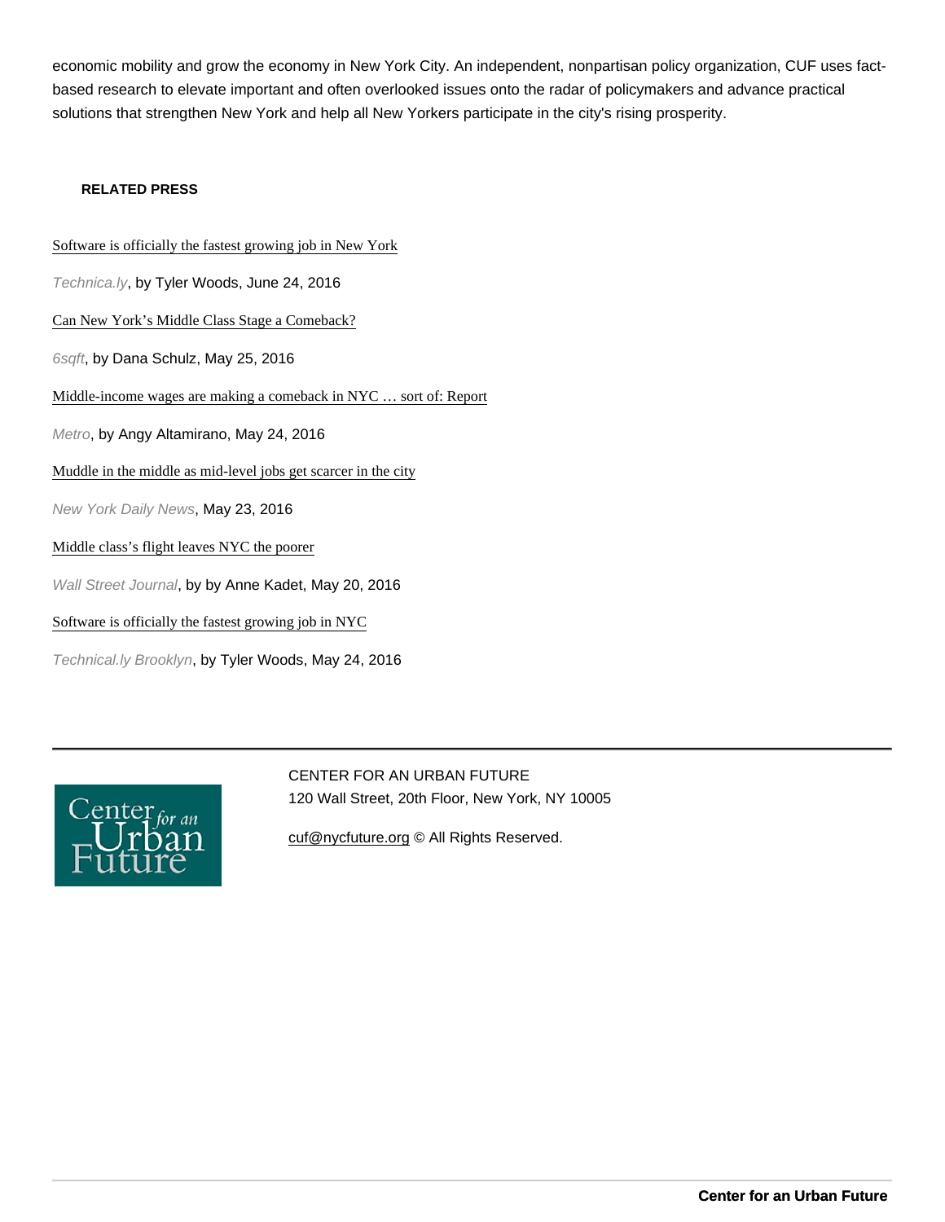economic mobility and grow the economy in New York City. An independent, nonpartisan policy organization, CUF uses fact-based research to elevate important and often overlooked issues onto the radar of policymakers and advance practical solutions that strengthen New York and help all New Yorkers participate in the city's rising prosperity.

**RELATED PRESS**

Software is officially the fastest growing job in New York

*Technica.ly*, by Tyler Woods, June 24, 2016

Can New York's Middle Class Stage a Comeback?

*6sqft*, by Dana Schulz, May 25, 2016

Middle-income wages are making a comeback in NYC … sort of: Report

*Metro*, by Angy Altamirano, May 24, 2016

Muddle in the middle as mid-level jobs get scarcer in the city

*New York Daily News*, May 23, 2016

Middle class's flight leaves NYC the poorer

*Wall Street Journal*, by by Anne Kadet, May 20, 2016

Software is officially the fastest growing job in NYC

*Technical.ly Brooklyn*, by Tyler Woods, May 24, 2016

---

Center for an Urban Future

CENTER FOR AN URBAN FUTURE
120 Wall Street, 20th Floor, New York, NY 10005

cuf@nycfuture.org © All Rights Reserved.